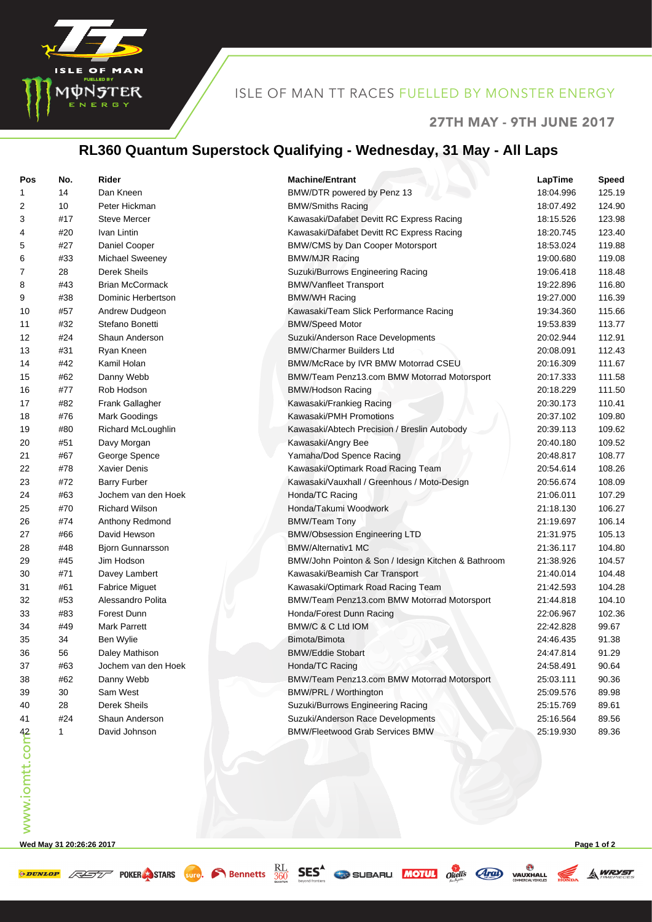ISLE OF MAN TT RACES FUELLED BY MONSTER ENERGY

27TH MAY - 9TH JUNE 2017

# RL360 Quantum Superstock Qualifying - Wednesday, 31 May - All Laps

| Pos | No. | Rider | Machine/Entrant | LapTime | Speed |
|---|---|---|---|---|---|
| 1 | 14 | Dan Kneen | BMW/DTR powered by Penz 13 | 18:04.996 | 125.19 |
| 2 | 10 | Peter Hickman | BMW/Smiths Racing | 18:07.492 | 124.90 |
| 3 | #17 | Steve Mercer | Kawasaki/Dafabet Devitt RC Express Racing | 18:15.526 | 123.98 |
| 4 | #20 | Ivan Lintin | Kawasaki/Dafabet Devitt RC Express Racing | 18:20.745 | 123.40 |
| 5 | #27 | Daniel Cooper | BMW/CMS by Dan Cooper Motorsport | 18:53.024 | 119.88 |
| 6 | #33 | Michael Sweeney | BMW/MJR Racing | 19:00.680 | 119.08 |
| 7 | 28 | Derek Sheils | Suzuki/Burrows Engineering Racing | 19:06.418 | 118.48 |
| 8 | #43 | Brian McCormack | BMW/Vanfleet Transport | 19:22.896 | 116.80 |
| 9 | #38 | Dominic Herbertson | BMW/WH Racing | 19:27.000 | 116.39 |
| 10 | #57 | Andrew Dudgeon | Kawasaki/Team Slick Performance Racing | 19:34.360 | 115.66 |
| 11 | #32 | Stefano Bonetti | BMW/Speed Motor | 19:53.839 | 113.77 |
| 12 | #24 | Shaun Anderson | Suzuki/Anderson Race Developments | 20:02.944 | 112.91 |
| 13 | #31 | Ryan Kneen | BMW/Charmer Builders Ltd | 20:08.091 | 112.43 |
| 14 | #42 | Kamil Holan | BMW/McRace by IVR BMW Motorrad CSEU | 20:16.309 | 111.67 |
| 15 | #62 | Danny Webb | BMW/Team Penz13.com BMW Motorrad Motorsport | 20:17.333 | 111.58 |
| 16 | #77 | Rob Hodson | BMW/Hodson Racing | 20:18.229 | 111.50 |
| 17 | #82 | Frank Gallagher | Kawasaki/Frankieg Racing | 20:30.173 | 110.41 |
| 18 | #76 | Mark Goodings | Kawasaki/PMH Promotions | 20:37.102 | 109.80 |
| 19 | #80 | Richard McLoughlin | Kawasaki/Abtech Precision / Breslin Autobody | 20:39.113 | 109.62 |
| 20 | #51 | Davy Morgan | Kawasaki/Angry Bee | 20:40.180 | 109.52 |
| 21 | #67 | George Spence | Yamaha/Dod Spence Racing | 20:48.817 | 108.77 |
| 22 | #78 | Xavier Denis | Kawasaki/Optimark Road Racing Team | 20:54.614 | 108.26 |
| 23 | #72 | Barry Furber | Kawasaki/Vauxhall / Greenhous / Moto-Design | 20:56.674 | 108.09 |
| 24 | #63 | Jochem van den Hoek | Honda/TC Racing | 21:06.011 | 107.29 |
| 25 | #70 | Richard Wilson | Honda/Takumi Woodwork | 21:18.130 | 106.27 |
| 26 | #74 | Anthony Redmond | BMW/Team Tony | 21:19.697 | 106.14 |
| 27 | #66 | David Hewson | BMW/Obsession Engineering LTD | 21:31.975 | 105.13 |
| 28 | #48 | Bjorn Gunnarsson | BMW/Alternativ1 MC | 21:36.117 | 104.80 |
| 29 | #45 | Jim Hodson | BMW/John Pointon & Son / Idesign Kitchen & Bathroom | 21:38.926 | 104.57 |
| 30 | #71 | Davey Lambert | Kawasaki/Beamish Car Transport | 21:40.014 | 104.48 |
| 31 | #61 | Fabrice Miguet | Kawasaki/Optimark Road Racing Team | 21:42.593 | 104.28 |
| 32 | #53 | Alessandro Polita | BMW/Team Penz13.com BMW Motorrad Motorsport | 21:44.818 | 104.10 |
| 33 | #83 | Forest Dunn | Honda/Forest Dunn Racing | 22:06.967 | 102.36 |
| 34 | #49 | Mark Parrett | BMW/C & C Ltd IOM | 22:42.828 | 99.67 |
| 35 | 34 | Ben Wylie | Bimota/Bimota | 24:46.435 | 91.38 |
| 36 | 56 | Daley Mathison | BMW/Eddie Stobart | 24:47.814 | 91.29 |
| 37 | #63 | Jochem van den Hoek | Honda/TC Racing | 24:58.491 | 90.64 |
| 38 | #62 | Danny Webb | BMW/Team Penz13.com BMW Motorrad Motorsport | 25:03.111 | 90.36 |
| 39 | 30 | Sam West | BMW/PRL / Worthington | 25:09.576 | 89.98 |
| 40 | 28 | Derek Sheils | Suzuki/Burrows Engineering Racing | 25:15.769 | 89.61 |
| 41 | #24 | Shaun Anderson | Suzuki/Anderson Race Developments | 25:16.564 | 89.56 |
| 42 | 1 | David Johnson | BMW/Fleetwood Grab Services BMW | 25:19.930 | 89.36 |

Wed May 31 20:26:26 2017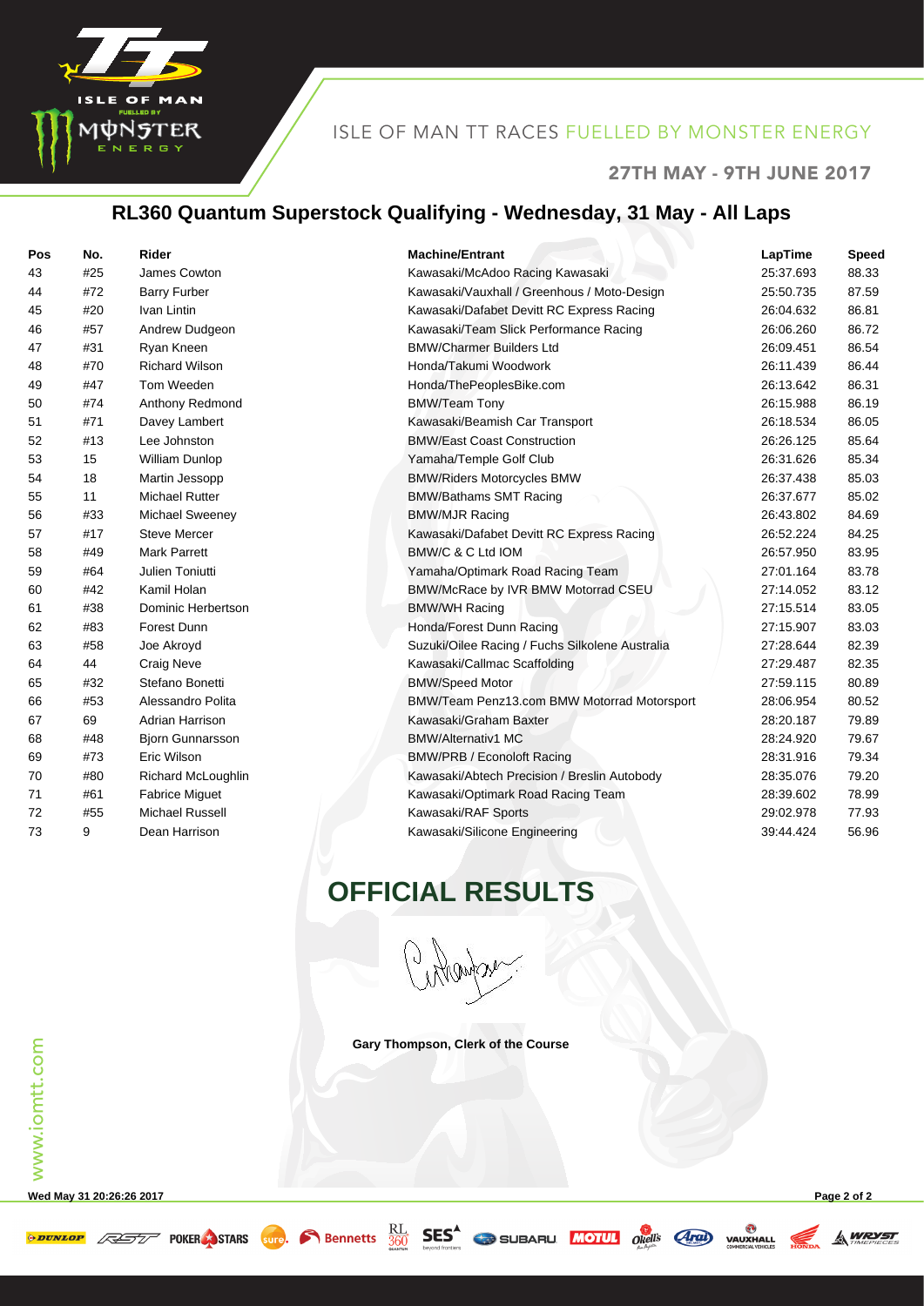ISLE OF MAN TT RACES FUELLED BY MONSTER ENERGY

27TH MAY - 9TH JUNE 2017

## RL360 Quantum Superstock Qualifying - Wednesday, 31 May - All Laps

| Pos | No. | Rider | Machine/Entrant | LapTime | Speed |
|---|---|---|---|---|---|
| 43 | #25 | James Cowton | Kawasaki/McAdoo Racing Kawasaki | 25:37.693 | 88.33 |
| 44 | #72 | Barry Furber | Kawasaki/Vauxhall / Greenhous / Moto-Design | 25:50.735 | 87.59 |
| 45 | #20 | Ivan Lintin | Kawasaki/Dafabet Devitt RC Express Racing | 26:04.632 | 86.81 |
| 46 | #57 | Andrew Dudgeon | Kawasaki/Team Slick Performance Racing | 26:06.260 | 86.72 |
| 47 | #31 | Ryan Kneen | BMW/Charmer Builders Ltd | 26:09.451 | 86.54 |
| 48 | #70 | Richard Wilson | Honda/Takumi Woodwork | 26:11.439 | 86.44 |
| 49 | #47 | Tom Weeden | Honda/ThePeoplesBike.com | 26:13.642 | 86.31 |
| 50 | #74 | Anthony Redmond | BMW/Team Tony | 26:15.988 | 86.19 |
| 51 | #71 | Davey Lambert | Kawasaki/Beamish Car Transport | 26:18.534 | 86.05 |
| 52 | #13 | Lee Johnston | BMW/East Coast Construction | 26:26.125 | 85.64 |
| 53 | 15 | William Dunlop | Yamaha/Temple Golf Club | 26:31.626 | 85.34 |
| 54 | 18 | Martin Jessopp | BMW/Riders Motorcycles BMW | 26:37.438 | 85.03 |
| 55 | 11 | Michael Rutter | BMW/Bathams SMT Racing | 26:37.677 | 85.02 |
| 56 | #33 | Michael Sweeney | BMW/MJR Racing | 26:43.802 | 84.69 |
| 57 | #17 | Steve Mercer | Kawasaki/Dafabet Devitt RC Express Racing | 26:52.224 | 84.25 |
| 58 | #49 | Mark Parrett | BMW/C & C Ltd IOM | 26:57.950 | 83.95 |
| 59 | #64 | Julien Toniutti | Yamaha/Optimark Road Racing Team | 27:01.164 | 83.78 |
| 60 | #42 | Kamil Holan | BMW/McRace by IVR BMW Motorrad CSEU | 27:14.052 | 83.12 |
| 61 | #38 | Dominic Herbertson | BMW/WH Racing | 27:15.514 | 83.05 |
| 62 | #83 | Forest Dunn | Honda/Forest Dunn Racing | 27:15.907 | 83.03 |
| 63 | #58 | Joe Akroyd | Suzuki/Oilee Racing / Fuchs Silkolene Australia | 27:28.644 | 82.39 |
| 64 | 44 | Craig Neve | Kawasaki/Callmac Scaffolding | 27:29.487 | 82.35 |
| 65 | #32 | Stefano Bonetti | BMW/Speed Motor | 27:59.115 | 80.89 |
| 66 | #53 | Alessandro Polita | BMW/Team Penz13.com BMW Motorrad Motorsport | 28:06.954 | 80.52 |
| 67 | 69 | Adrian Harrison | Kawasaki/Graham Baxter | 28:20.187 | 79.89 |
| 68 | #48 | Bjorn Gunnarsson | BMW/Alternativ1 MC | 28:24.920 | 79.67 |
| 69 | #73 | Eric Wilson | BMW/PRB / Econoloft Racing | 28:31.916 | 79.34 |
| 70 | #80 | Richard McLoughlin | Kawasaki/Abtech Precision / Breslin Autobody | 28:35.076 | 79.20 |
| 71 | #61 | Fabrice Miguet | Kawasaki/Optimark Road Racing Team | 28:39.602 | 78.99 |
| 72 | #55 | Michael Russell | Kawasaki/RAF Sports | 29:02.978 | 77.93 |
| 73 | 9 | Dean Harrison | Kawasaki/Silicone Engineering | 39:44.424 | 56.96 |

# OFFICIAL RESULTS

**Gary Thompson, Clerk of the Course**

www.iomtt.com

**Wed May 31 20:26:26 2017**